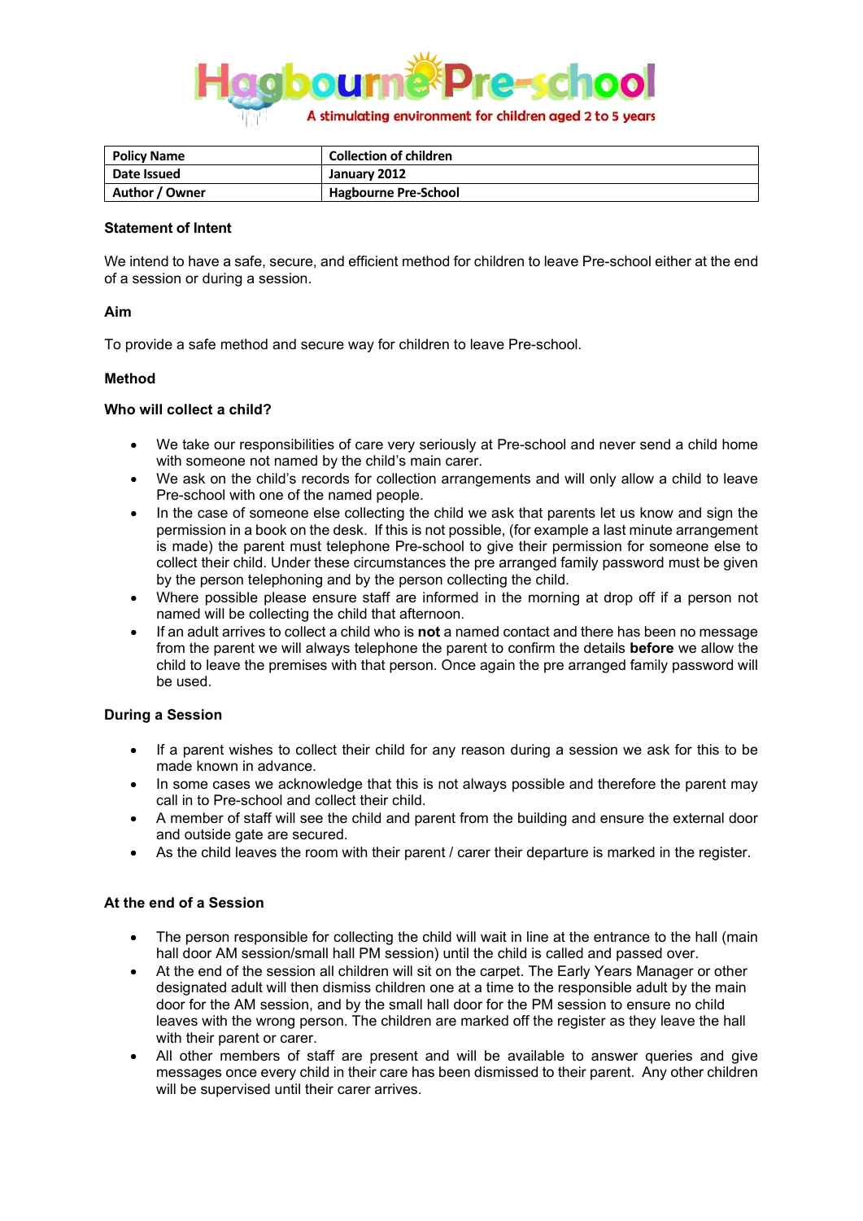# Hagbourne Pre-school

A stimulating environment for children aged 2 to 5 years

| Policy Name | Collection of children |
|---|---|
| Date Issued | January 2012 |
| Author / Owner | Hagbourne Pre-School |

**Statement of Intent**

We intend to have a safe, secure, and efficient method for children to leave Pre-school either at the end of a session or during a session.

**Aim**

To provide a safe method and secure way for children to leave Pre-school.

**Method**

**Who will collect a child?**

- We take our responsibilities of care very seriously at Pre-school and never send a child home with someone not named by the child's main carer.
- We ask on the child's records for collection arrangements and will only allow a child to leave Pre-school with one of the named people.
- In the case of someone else collecting the child we ask that parents let us know and sign the permission in a book on the desk. If this is not possible, (for example a last minute arrangement is made) the parent must telephone Pre-school to give their permission for someone else to collect their child. Under these circumstances the pre arranged family password must be given by the person telephoning and by the person collecting the child.
- Where possible please ensure staff are informed in the morning at drop off if a person not named will be collecting the child that afternoon.
- If an adult arrives to collect a child who is **not** a named contact and there has been no message from the parent we will always telephone the parent to confirm the details **before** we allow the child to leave the premises with that person. Once again the pre arranged family password will be used.

**During a Session**

- If a parent wishes to collect their child for any reason during a session we ask for this to be made known in advance.
- In some cases we acknowledge that this is not always possible and therefore the parent may call in to Pre-school and collect their child.
- A member of staff will see the child and parent from the building and ensure the external door and outside gate are secured.
- As the child leaves the room with their parent / carer their departure is marked in the register.

**At the end of a Session**

- The person responsible for collecting the child will wait in line at the entrance to the hall (main hall door AM session/small hall PM session) until the child is called and passed over.
- At the end of the session all children will sit on the carpet. The Early Years Manager or other designated adult will then dismiss children one at a time to the responsible adult by the main door for the AM session, and by the small hall door for the PM session to ensure no child leaves with the wrong person. The children are marked off the register as they leave the hall with their parent or carer.
- All other members of staff are present and will be available to answer queries and give messages once every child in their care has been dismissed to their parent. Any other children will be supervised until their carer arrives.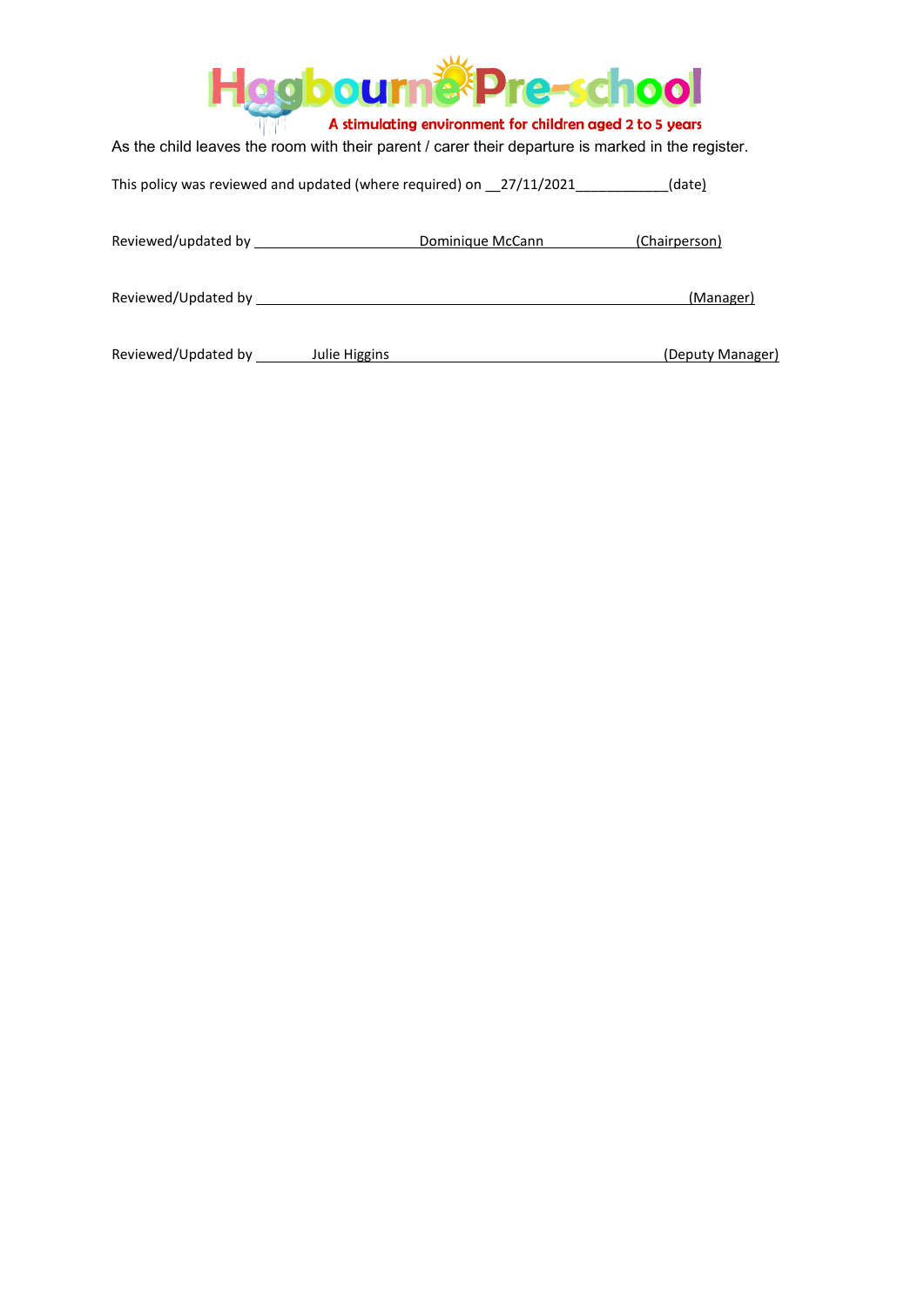As the child leaves the room with their parent / carer their departure is marked in the register.

This policy was reviewed and updated (where required) on __27/11/2021____________(date)

Reviewed/updated by ______________________Dominique McCann______________(Chairperson)

Reviewed/Updated by ______________________________________________________(Manager)

Reviewed/Updated by ________Julie Higgins__________________________________(Deputy Manager)